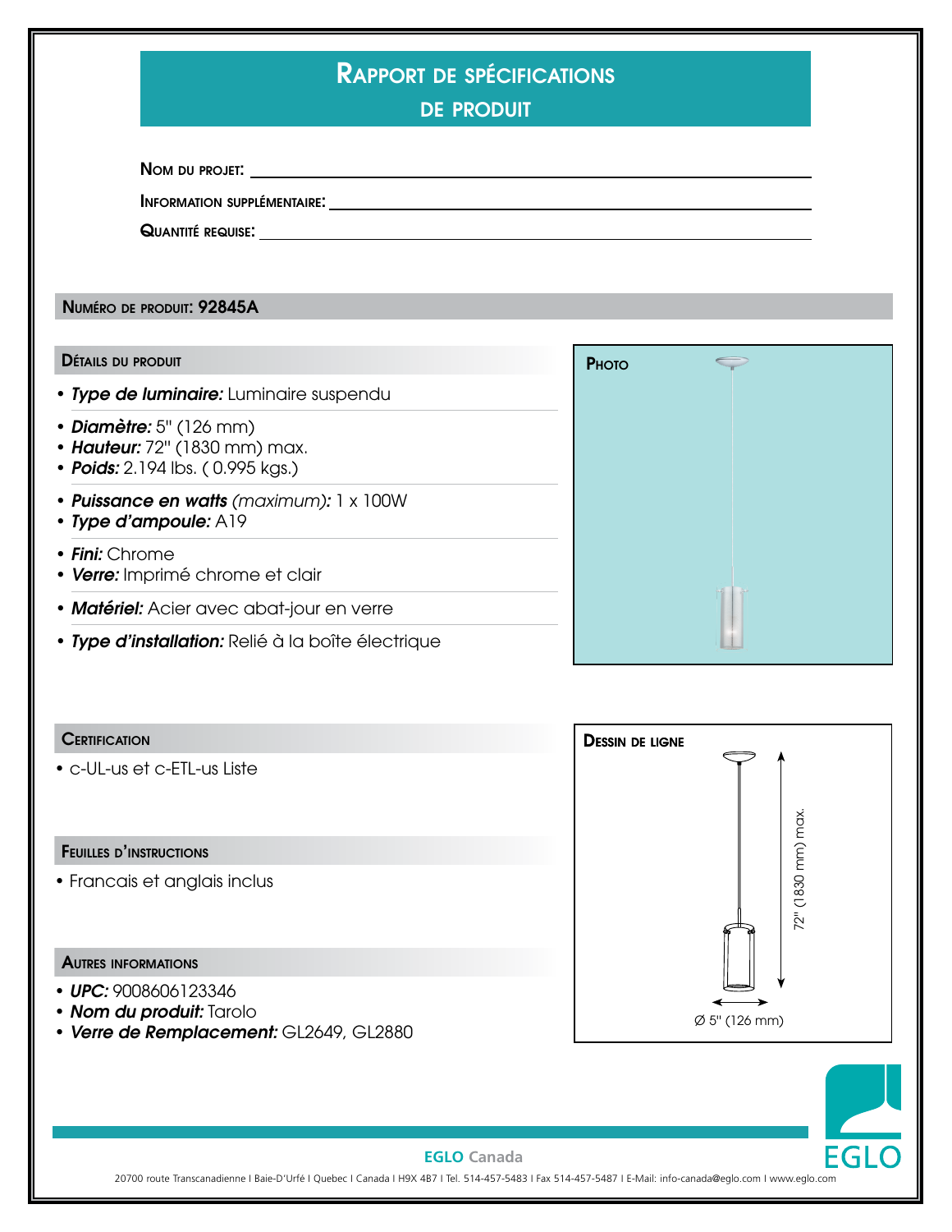# Rapport de spécifications de produit

**Nom du projet:** ______________________

**Information supplémentaire:** ______________________

**Quantité requise:** ______________________

## Numéro de produit: 92845A

### Détails du produit

- ***Type de luminaire:*** Luminaire suspendu
- ***Diamètre:*** 5" (126 mm)
- ***Hauteur:*** 72" (1830 mm) max.
- ***Poids:*** 2.194 lbs. ( 0.995 kgs.)
- ***Puissance en watts*** *(maximum):* 1 x 100W
- ***Type d'ampoule:*** A19
- ***Fini:*** Chrome
- ***Verre:*** Imprimé chrome et clair
- ***Matériel:*** Acier avec abat-jour en verre
- ***Type d'installation:*** Relié à la boîte électrique

### Photo

### Certification

- c-UL-us et c-ETL-us Liste

### Feuilles d'instructions

- Francais et anglais inclus

### Autres informations

- ***UPC:*** 9008606123346
- ***Nom du produit:*** Tarolo
- ***Verre de Remplacement:*** GL2649, GL2880

### Dessin de ligne

72" (1830 mm) max.

Ø 5" (126 mm)

**EGLO Canada**

20700 route Transcanadienne I Baie-D'Urfé I Quebec I Canada I H9X 4B7 I Tel. 514-457-5483 I Fax 514-457-5487 I E-Mail: info-canada@eglo.com I www.eglo.com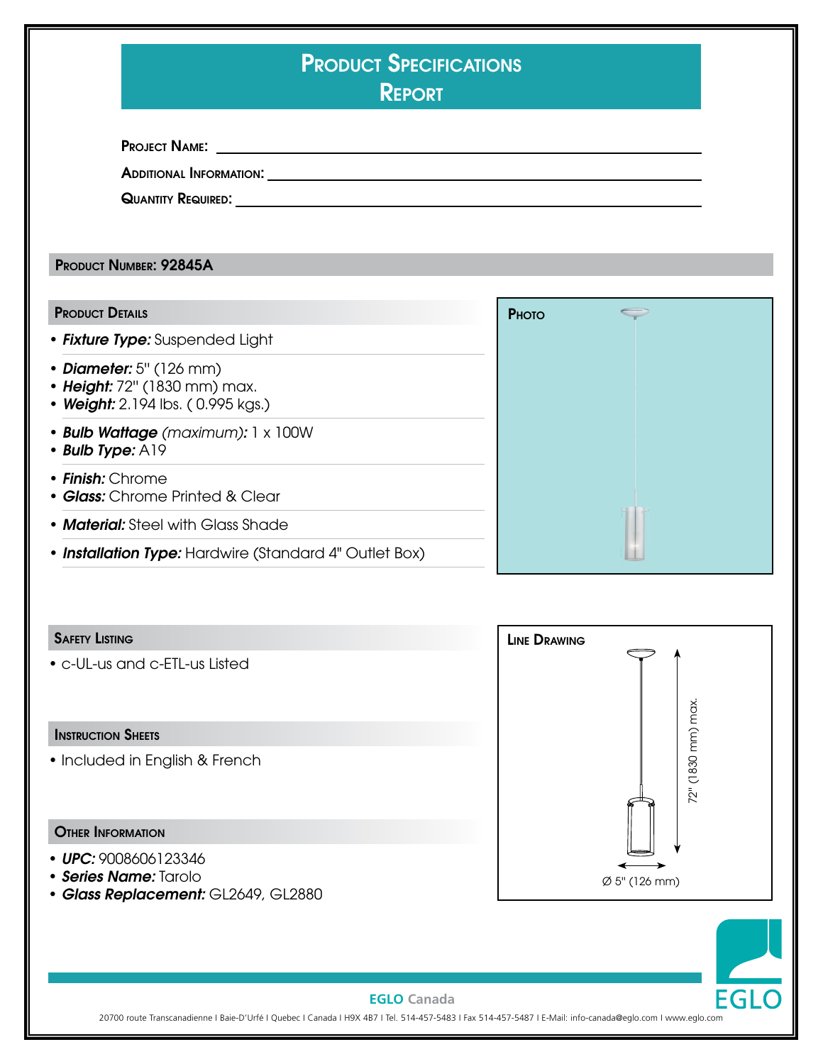# Product Specifications Report

**Project Name:** \_\_\_\_\_\_\_\_\_\_\_\_\_\_\_\_\_\_\_\_

**Additional Information:** \_\_\_\_\_\_\_\_\_\_\_\_\_\_\_\_\_\_\_\_

**Quantity Required:** \_\_\_\_\_\_\_\_\_\_\_\_\_\_\_\_\_\_\_\_

## Product Number: 92845A

### Product Details

- ***Fixture Type:*** Suspended Light
- ***Diameter:*** 5" (126 mm)
- ***Height:*** 72" (1830 mm) max.
- ***Weight:*** 2.194 lbs. ( 0.995 kgs.)
- ***Bulb Wattage*** *(maximum):* 1 x 100W
- ***Bulb Type:*** A19
- ***Finish:*** Chrome
- ***Glass:*** Chrome Printed & Clear
- ***Material:*** Steel with Glass Shade
- ***Installation Type:*** Hardwire (Standard 4" Outlet Box)

### Photo

### Safety Listing

- c-UL-us and c-ETL-us Listed

### Instruction Sheets

- Included in English & French

### Other Information

- ***UPC:*** 9008606123346
- ***Series Name:*** Tarolo
- ***Glass Replacement:*** GL2649, GL2880

### Line Drawing

72" (1830 mm) max.

Ø 5" (126 mm)

**EGLO Canada**

20700 route Transcanadienne I Baie-D'Urfé I Quebec I Canada I H9X 4B7 I Tel. 514-457-5483 I Fax 514-457-5487 I E-Mail: info-canada@eglo.com I www.eglo.com